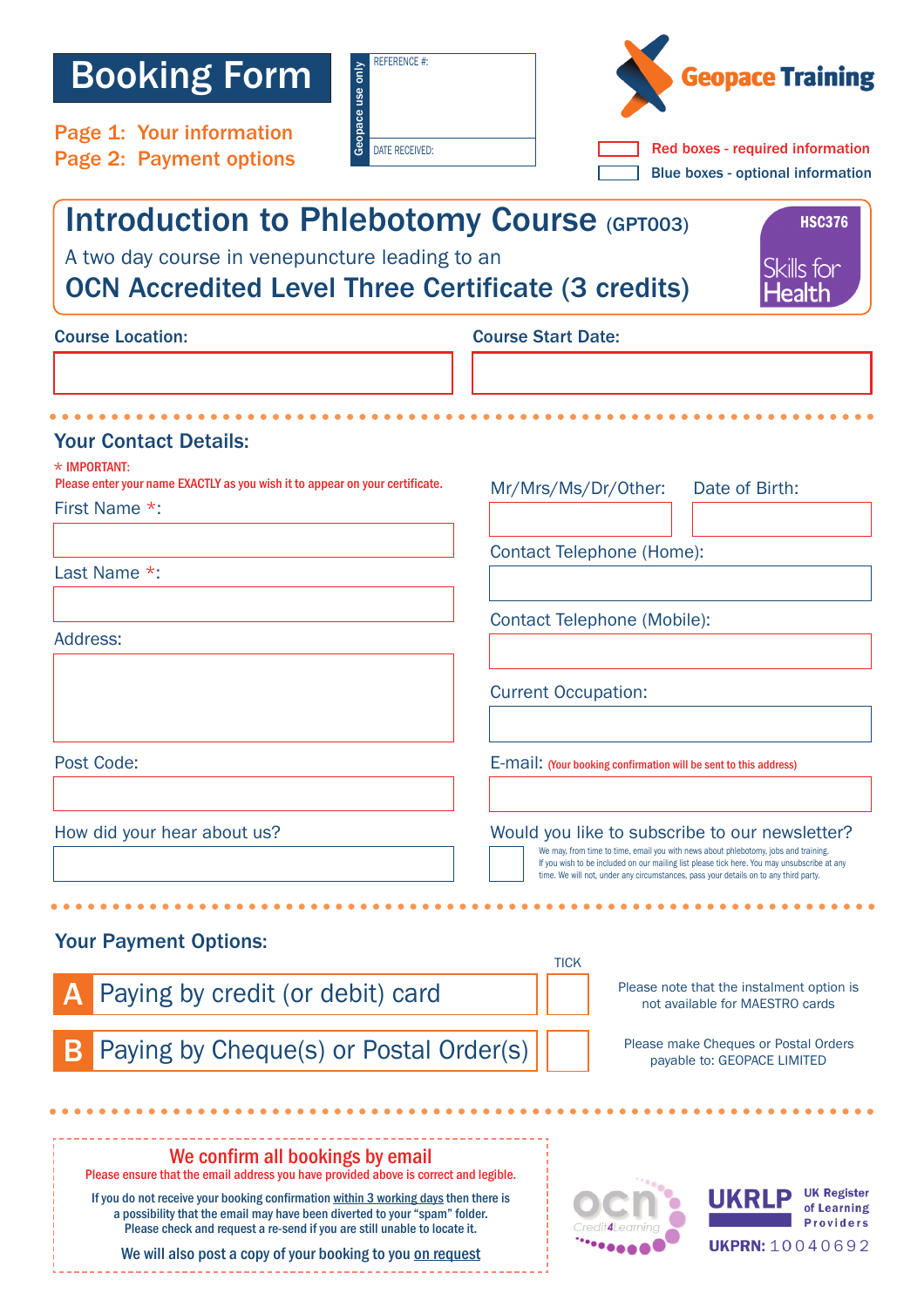# Booking Form

Page 1: Your information
Page 2: Payment options

Geopace use only

REFERENCE #:

DATE RECEIVED:

Geopace Training

Red boxes - required information
Blue boxes - optional information

## Introduction to Phlebotomy Course (GPT003)

A two day course in venepuncture leading to an

**OCN Accredited Level Three Certificate (3 credits)**

HSC376 Skills for Health

**Course Location:**

**Course Start Date:**

### Your Contact Details:

\* IMPORTANT:
Please enter your name EXACTLY as you wish it to appear on your certificate.

First Name *:

Last Name *:

Address:

Post Code:

How did your hear about us?

Mr/Mrs/Ms/Dr/Other:

Date of Birth:

Contact Telephone (Home):

Contact Telephone (Mobile):

Current Occupation:

E-mail: (Your booking confirmation will be sent to this address)

Would you like to subscribe to our newsletter?

We may, from time to time, email you with news about phlebotomy, jobs and training. If you wish to be included on our mailing list please tick here. You may unsubscribe at any time. We will not, under any circumstances, pass your details on to any third party.

### Your Payment Options:

| | | TICK | |
|---|---|---|---|
| A | Paying by credit (or debit) card | | Please note that the instalment option is not available for MAESTRO cards |
| B | Paying by Cheque(s) or Postal Order(s) | | Please make Cheques or Postal Orders payable to: GEOPACE LIMITED |

**We confirm all bookings by email**

Please ensure that the email address you have provided above is correct and legible.

If you do not receive your booking confirmation within 3 working days then there is a possibility that the email may have been diverted to your "spam" folder. Please check and request a re-send if you are still unable to locate it.

We will also post a copy of your booking to you on request

ocn Credit4Learning

UKRLP UK Register of Learning Providers

UKPRN: 10040692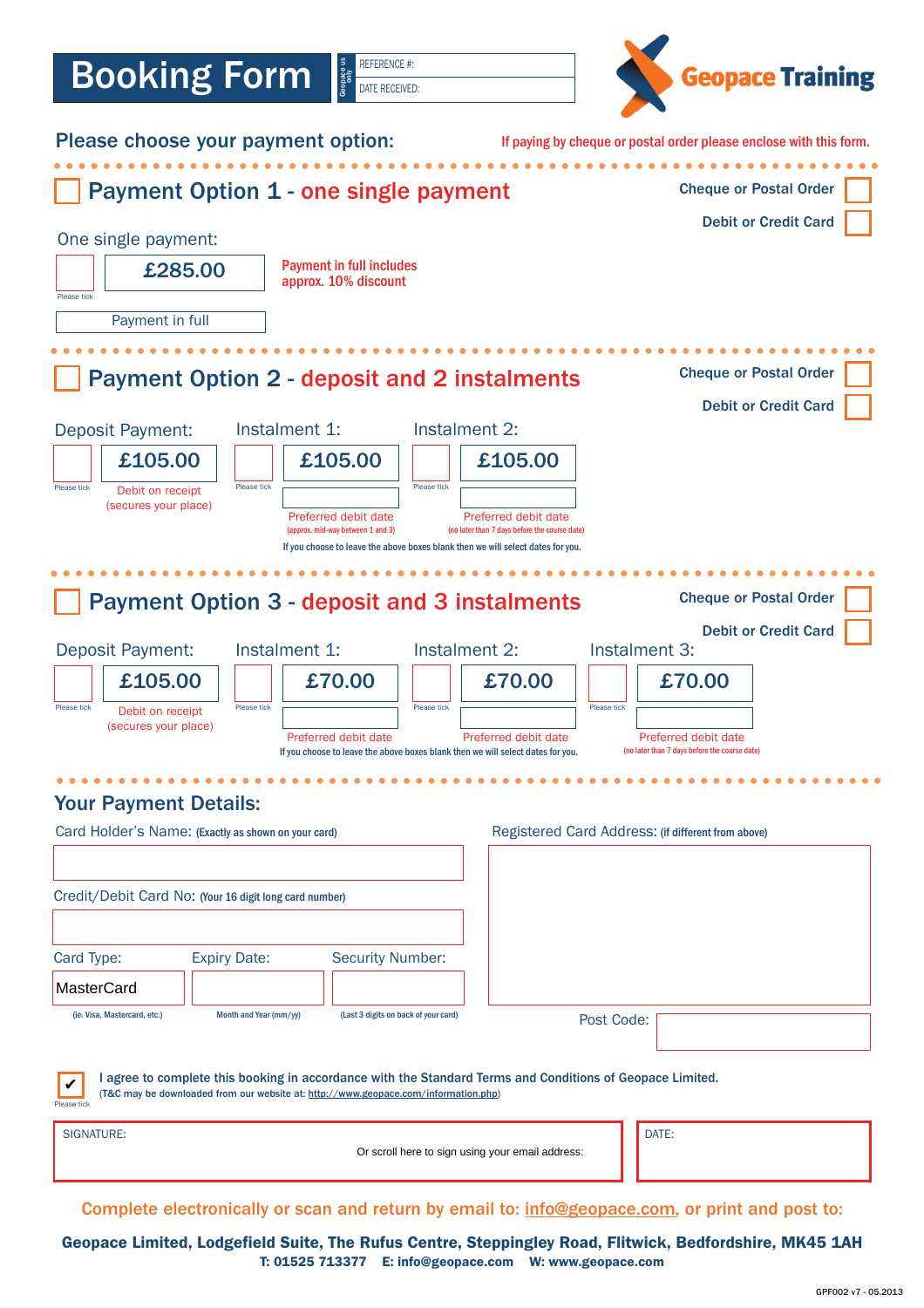# Booking Form

Geopace us only

REFERENCE #:

DATE RECEIVED:

Geopace Training

## Please choose your payment option:

If paying by cheque or postal order please enclose with this form.

## ☐ Payment Option 1 - one single payment

Cheque or Postal Order ☐

Debit or Credit Card ☐

One single payment:

☐ Please tick — **£285.00**

Payment in full includes approx. 10% discount

Payment in full

## ☐ Payment Option 2 - deposit and 2 instalments

Cheque or Postal Order ☐

Debit or Credit Card ☐

| Deposit Payment: | Instalment 1: | Instalment 2: |
|---|---|---|
| ☐ Please tick — **£105.00** | ☐ Please tick — **£105.00** | ☐ Please tick — **£105.00** |
| Debit on receipt (secures your place) | Preferred debit date (approx. mid-way between 1 and 3) | Preferred debit date (no later than 7 days before the course date) |

If you choose to leave the above boxes blank then we will select dates for you.

## ☐ Payment Option 3 - deposit and 3 instalments

Cheque or Postal Order ☐

Debit or Credit Card ☐

| Deposit Payment: | Instalment 1: | Instalment 2: | Instalment 3: |
|---|---|---|---|
| ☐ Please tick — **£105.00** | ☐ Please tick — **£70.00** | ☐ Please tick — **£70.00** | ☐ Please tick — **£70.00** |
| Debit on receipt (secures your place) | Preferred debit date | Preferred debit date | Preferred debit date (no later than 7 days before the course date) |

If you choose to leave the above boxes blank then we will select dates for you.

## Your Payment Details:

Card Holder's Name: (Exactly as shown on your card)

Credit/Debit Card No: (Your 16 digit long card number)

| Card Type: | Expiry Date: | Security Number: |
|---|---|---|
| MasterCard | | |
| (ie. Visa, Mastercard, etc.) | Month and Year (mm/yy) | (Last 3 digits on back of your card) |

Registered Card Address: (if different from above)

Post Code:

✔ Please tick — I agree to complete this booking in accordance with the Standard Terms and Conditions of Geopace Limited.
(T&C may be downloaded from our website at: http://www.geopace.com/information.php)

SIGNATURE:

Or scroll here to sign using your email address:

DATE:

Complete electronically or scan and return by email to: info@geopace.com, or print and post to:

**Geopace Limited, Lodgefield Suite, The Rufus Centre, Steppingley Road, Flitwick, Bedfordshire, MK45 1AH**

**T: 01525 713377 E: info@geopace.com W: www.geopace.com**

GPF002 v7 - 05.2013